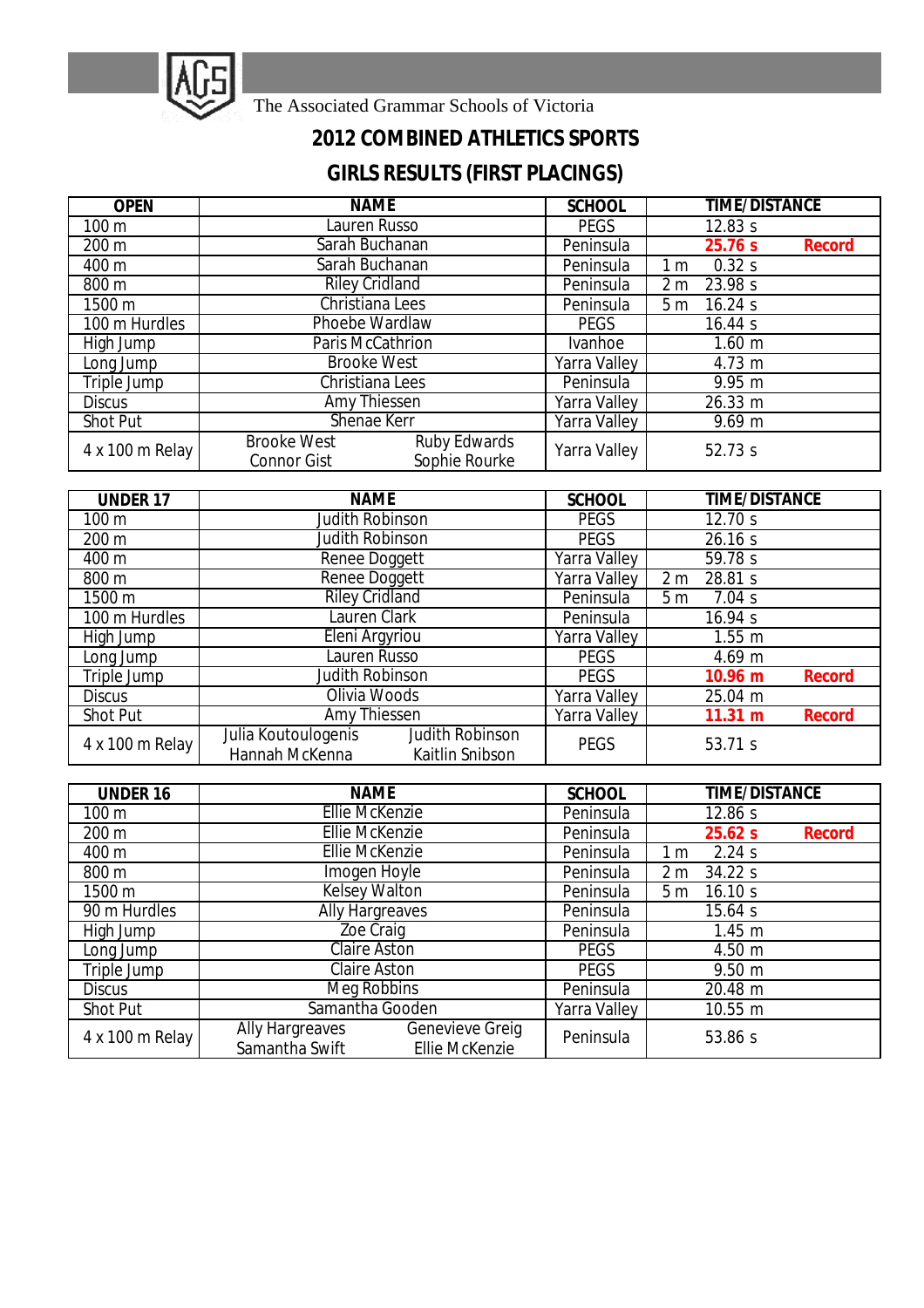The Associated Grammar Schools of Victoria

# 2012 COMBINED ATHLETICS SPORTS

## GIRLS RESULTS (FIRST PLACINGS)

| OPEN | NAME | SCHOOL | TIME/DISTANCE | |
|---|---|---|---|---|
| 100 m | Lauren Russo | PEGS | 12.83 s | |
| 200 m | Sarah Buchanan | Peninsula | **25.76 s** | **Record** |
| 400 m | Sarah Buchanan | Peninsula | 1 m 0.32 s | |
| 800 m | Riley Cridland | Peninsula | 2 m 23.98 s | |
| 1500 m | Christiana Lees | Peninsula | 5 m 16.24 s | |
| 100 m Hurdles | Phoebe Wardlaw | PEGS | 16.44 s | |
| High Jump | Paris McCathrion | Ivanhoe | 1.60 m | |
| Long Jump | Brooke West | Yarra Valley | 4.73 m | |
| Triple Jump | Christiana Lees | Peninsula | 9.95 m | |
| Discus | Amy Thiessen | Yarra Valley | 26.33 m | |
| Shot Put | Shenae Kerr | Yarra Valley | 9.69 m | |
| 4 x 100 m Relay | Brooke West, Ruby Edwards, Connor Gist, Sophie Rourke | Yarra Valley | 52.73 s | |

| UNDER 17 | NAME | SCHOOL | TIME/DISTANCE | |
|---|---|---|---|---|
| 100 m | Judith Robinson | PEGS | 12.70 s | |
| 200 m | Judith Robinson | PEGS | 26.16 s | |
| 400 m | Renee Doggett | Yarra Valley | 59.78 s | |
| 800 m | Renee Doggett | Yarra Valley | 2 m 28.81 s | |
| 1500 m | Riley Cridland | Peninsula | 5 m 7.04 s | |
| 100 m Hurdles | Lauren Clark | Peninsula | 16.94 s | |
| High Jump | Eleni Argyriou | Yarra Valley | 1.55 m | |
| Long Jump | Lauren Russo | PEGS | 4.69 m | |
| Triple Jump | Judith Robinson | PEGS | **10.96 m** | **Record** |
| Discus | Olivia Woods | Yarra Valley | 25.04 m | |
| Shot Put | Amy Thiessen | Yarra Valley | **11.31 m** | **Record** |
| 4 x 100 m Relay | Julia Koutoulogenis, Judith Robinson, Hannah McKenna, Kaitlin Snibson | PEGS | 53.71 s | |

| UNDER 16 | NAME | SCHOOL | TIME/DISTANCE | |
|---|---|---|---|---|
| 100 m | Ellie McKenzie | Peninsula | 12.86 s | |
| 200 m | Ellie McKenzie | Peninsula | **25.62 s** | **Record** |
| 400 m | Ellie McKenzie | Peninsula | 1 m 2.24 s | |
| 800 m | Imogen Hoyle | Peninsula | 2 m 34.22 s | |
| 1500 m | Kelsey Walton | Peninsula | 5 m 16.10 s | |
| 90 m Hurdles | Ally Hargreaves | Peninsula | 15.64 s | |
| High Jump | Zoe Craig | Peninsula | 1.45 m | |
| Long Jump | Claire Aston | PEGS | 4.50 m | |
| Triple Jump | Claire Aston | PEGS | 9.50 m | |
| Discus | Meg Robbins | Peninsula | 20.48 m | |
| Shot Put | Samantha Gooden | Yarra Valley | 10.55 m | |
| 4 x 100 m Relay | Ally Hargreaves, Genevieve Greig, Samantha Swift, Ellie McKenzie | Peninsula | 53.86 s | |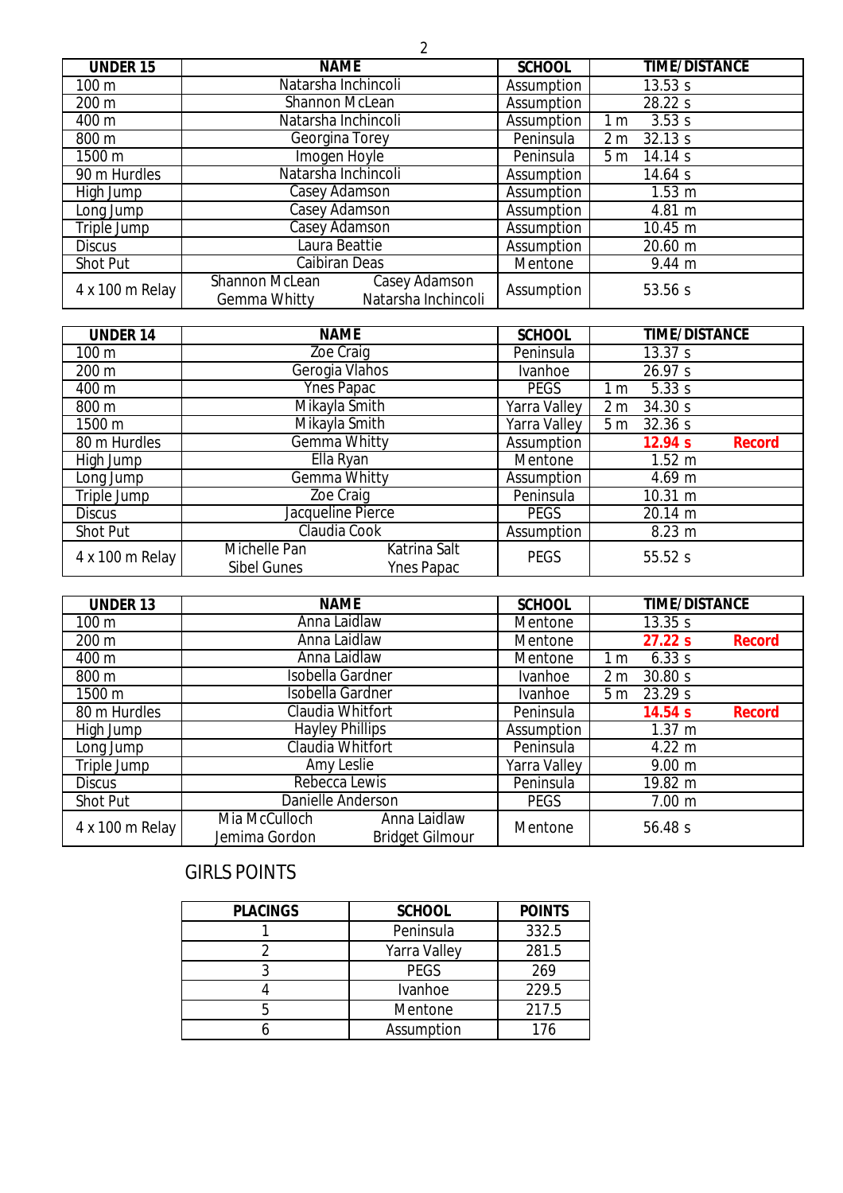| UNDER 15 | NAME | SCHOOL | TIME/DISTANCE |
|---|---|---|---|
| 100 m | Natarsha Inchincoli | Assumption | 13.53 s |
| 200 m | Shannon McLean | Assumption | 28.22 s |
| 400 m | Natarsha Inchincoli | Assumption | 1 m 3.53 s |
| 800 m | Georgina Torey | Peninsula | 2 m 32.13 s |
| 1500 m | Imogen Hoyle | Peninsula | 5 m 14.14 s |
| 90 m Hurdles | Natarsha Inchincoli | Assumption | 14.64 s |
| High Jump | Casey Adamson | Assumption | 1.53 m |
| Long Jump | Casey Adamson | Assumption | 4.81 m |
| Triple Jump | Casey Adamson | Assumption | 10.45 m |
| Discus | Laura Beattie | Assumption | 20.60 m |
| Shot Put | Caibiran Deas | Mentone | 9.44 m |
| 4 x 100 m Relay | Shannon McLean, Casey Adamson, Gemma Whitty, Natarsha Inchincoli | Assumption | 53.56 s |

| UNDER 14 | NAME | SCHOOL | TIME/DISTANCE |
|---|---|---|---|
| 100 m | Zoe Craig | Peninsula | 13.37 s |
| 200 m | Gerogia Vlahos | Ivanhoe | 26.97 s |
| 400 m | Ynes Papac | PEGS | 1 m 5.33 s |
| 800 m | Mikayla Smith | Yarra Valley | 2 m 34.30 s |
| 1500 m | Mikayla Smith | Yarra Valley | 5 m 32.36 s |
| 80 m Hurdles | Gemma Whitty | Assumption | **12.94 s Record** |
| High Jump | Ella Ryan | Mentone | 1.52 m |
| Long Jump | Gemma Whitty | Assumption | 4.69 m |
| Triple Jump | Zoe Craig | Peninsula | 10.31 m |
| Discus | Jacqueline Pierce | PEGS | 20.14 m |
| Shot Put | Claudia Cook | Assumption | 8.23 m |
| 4 x 100 m Relay | Michelle Pan, Katrina Salt, Sibel Gunes, Ynes Papac | PEGS | 55.52 s |

| UNDER 13 | NAME | SCHOOL | TIME/DISTANCE |
|---|---|---|---|
| 100 m | Anna Laidlaw | Mentone | 13.35 s |
| 200 m | Anna Laidlaw | Mentone | **27.22 s Record** |
| 400 m | Anna Laidlaw | Mentone | 1 m 6.33 s |
| 800 m | Isobella Gardner | Ivanhoe | 2 m 30.80 s |
| 1500 m | Isobella Gardner | Ivanhoe | 5 m 23.29 s |
| 80 m Hurdles | Claudia Whitfort | Peninsula | **14.54 s Record** |
| High Jump | Hayley Phillips | Assumption | 1.37 m |
| Long Jump | Claudia Whitfort | Peninsula | 4.22 m |
| Triple Jump | Amy Leslie | Yarra Valley | 9.00 m |
| Discus | Rebecca Lewis | Peninsula | 19.82 m |
| Shot Put | Danielle Anderson | PEGS | 7.00 m |
| 4 x 100 m Relay | Mia McCulloch, Anna Laidlaw, Jemima Gordon, Bridget Gilmour | Mentone | 56.48 s |

## GIRLS POINTS

| PLACINGS | SCHOOL | POINTS |
|---|---|---|
| 1 | Peninsula | 332.5 |
| 2 | Yarra Valley | 281.5 |
| 3 | PEGS | 269 |
| 4 | Ivanhoe | 229.5 |
| 5 | Mentone | 217.5 |
| 6 | Assumption | 176 |